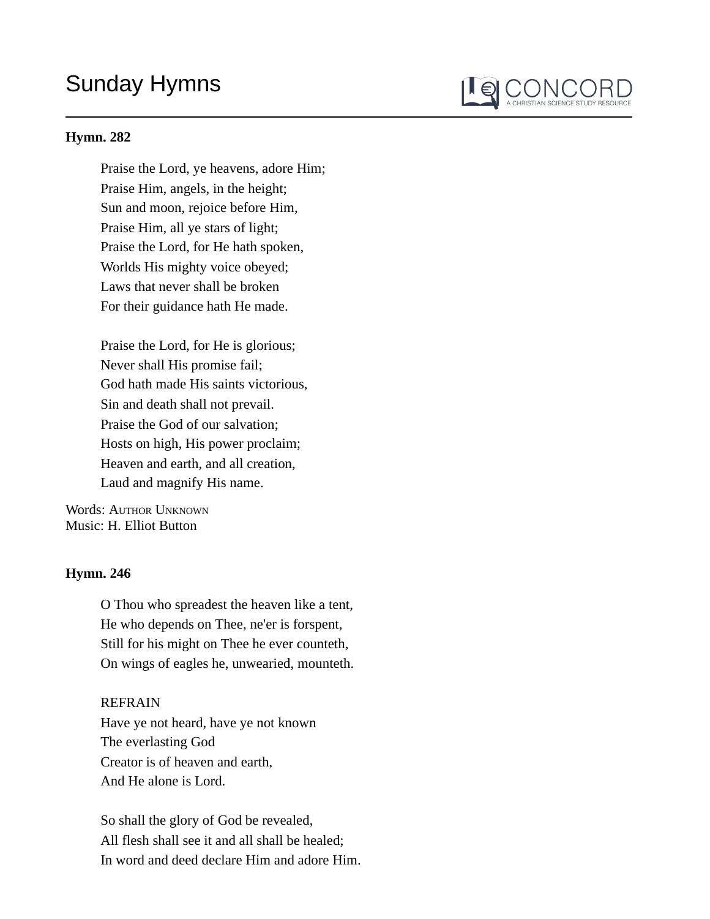# Sunday Hymns

**Hymn. 282**

Praise the Lord, ye heavens, adore Him;  
Praise Him, angels, in the height;  
Sun and moon, rejoice before Him,  
Praise Him, all ye stars of light;  
Praise the Lord, for He hath spoken,  
Worlds His mighty voice obeyed;  
Laws that never shall be broken  
For their guidance hath He made.

Praise the Lord, for He is glorious;  
Never shall His promise fail;  
God hath made His saints victorious,  
Sin and death shall not prevail.  
Praise the God of our salvation;  
Hosts on high, His power proclaim;  
Heaven and earth, and all creation,  
Laud and magnify His name.

Words: Author Unknown  
Music: H. Elliot Button

**Hymn. 246**

O Thou who spreadest the heaven like a tent,  
He who depends on Thee, ne'er is forspent,  
Still for his might on Thee he ever counteth,  
On wings of eagles he, unwearied, mounteth.

REFRAIN  
Have ye not heard, have ye not known  
The everlasting God  
Creator is of heaven and earth,  
And He alone is Lord.

So shall the glory of God be revealed,  
All flesh shall see it and all shall be healed;  
In word and deed declare Him and adore Him.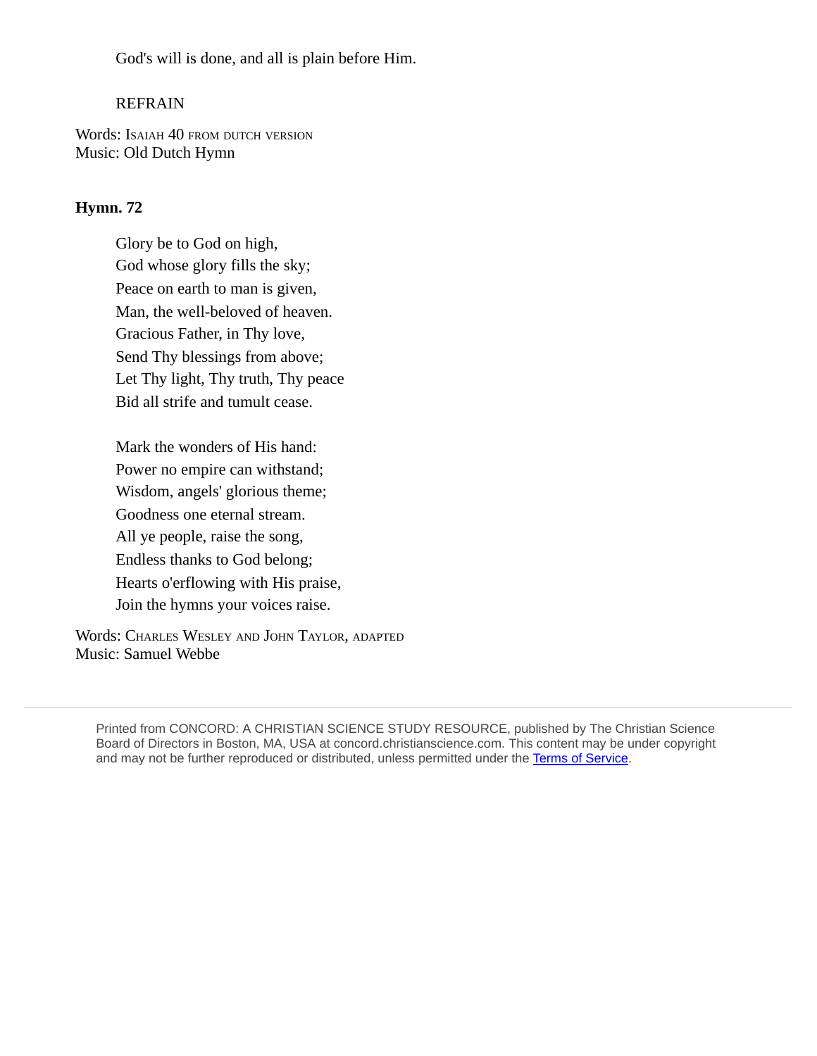God's will is done, and all is plain before Him.

REFRAIN

Words: Isaiah 40 from Dutch version
Music: Old Dutch Hymn

**Hymn. 72**

Glory be to God on high,
God whose glory fills the sky;
Peace on earth to man is given,
Man, the well-beloved of heaven.
Gracious Father, in Thy love,
Send Thy blessings from above;
Let Thy light, Thy truth, Thy peace
Bid all strife and tumult cease.

Mark the wonders of His hand:
Power no empire can withstand;
Wisdom, angels' glorious theme;
Goodness one eternal stream.
All ye people, raise the song,
Endless thanks to God belong;
Hearts o'erflowing with His praise,
Join the hymns your voices raise.

Words: Charles Wesley and John Taylor, adapted
Music: Samuel Webbe

---

Printed from CONCORD: A CHRISTIAN SCIENCE STUDY RESOURCE, published by The Christian Science Board of Directors in Boston, MA, USA at concord.christianscience.com. This content may be under copyright and may not be further reproduced or distributed, unless permitted under the Terms of Service.